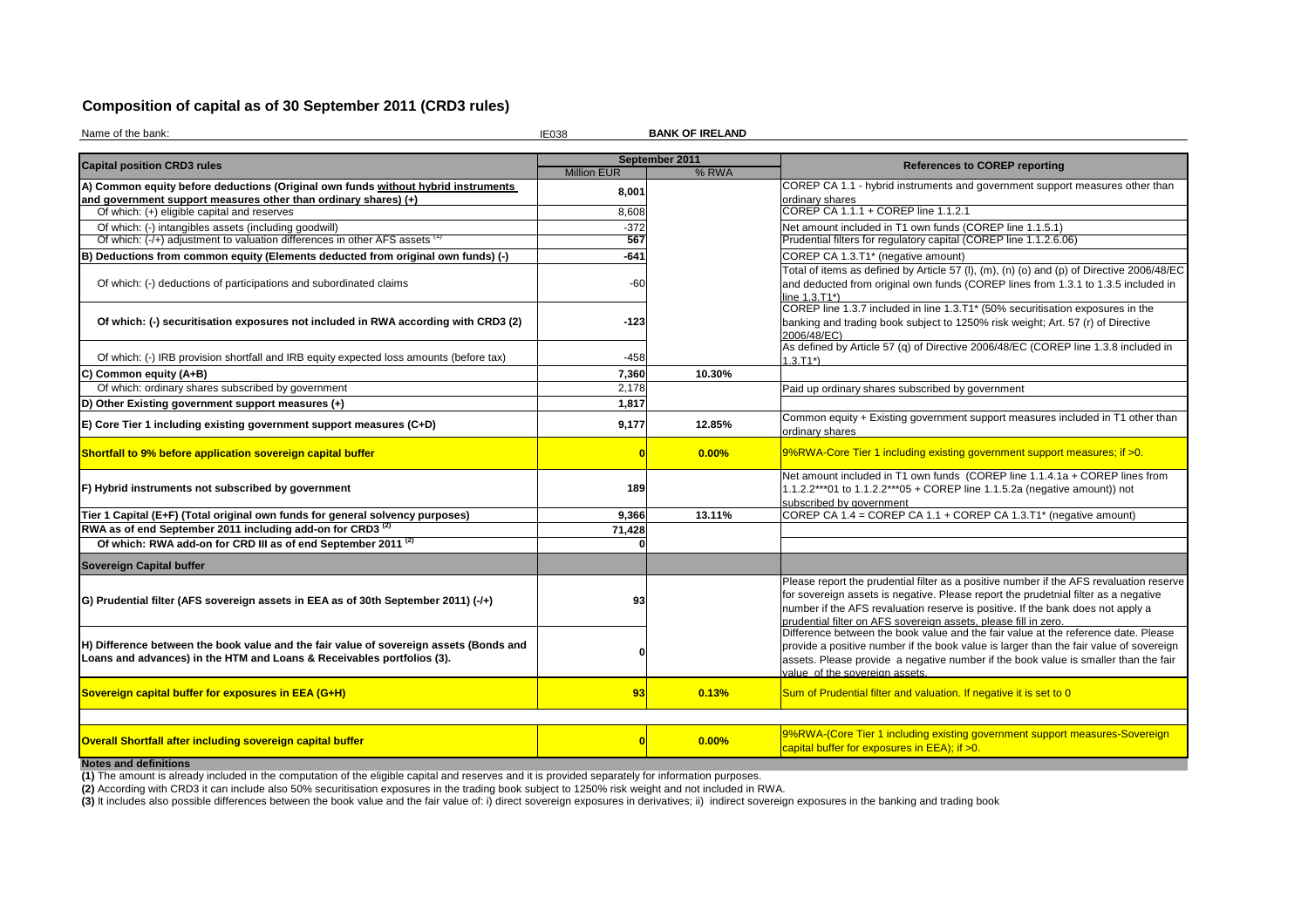## Composition of capital as of 30 September 2011 (CRD3 rules)

Name of the bank: IE038 **BANK OF IRELAND**

| Capital position CRD3 rules | September 2011 | | References to COREP reporting |
|---|---|---|---|
| | Million EUR | % RWA | |
| **A) Common equity before deductions (Original own funds without hybrid instruments and government support measures other than ordinary shares) (+)** | 8,001 | | COREP CA 1.1 - hybrid instruments and government support measures other than ordinary shares |
| Of which: (+) eligible capital and reserves | 8,608 | | COREP CA 1.1.1 + COREP line 1.1.2.1 |
| Of which: (-) intangibles assets (including goodwill) | -372 | | Net amount included in T1 own funds (COREP line 1.1.5.1) |
| Of which: (-/+) adjustment to valuation differences in other AFS assets [1] | 567 | | Prudential filters for regulatory capital (COREP line 1.1.2.6.06) |
| **B) Deductions from common equity (Elements deducted from original own funds) (-)** | -641 | | COREP CA 1.3.T1* (negative amount) |
| Of which: (-) deductions of participations and subordinated claims | -60 | | Total of items as defined by Article 57 (l), (m), (n) (o) and (p) of Directive 2006/48/EC and deducted from original own funds (COREP lines from 1.3.1 to 1.3.5 included in line 1.3.T1*) |
| **Of which: (-) securitisation exposures not included in RWA according with CRD3 (2)** | -123 | | COREP line 1.3.7 included in line 1.3.T1* (50% securitisation exposures in the banking and trading book subject to 1250% risk weight; Art. 57 (r) of Directive 2006/48/EC) |
| Of which: (-) IRB provision shortfall and IRB equity expected loss amounts (before tax) | -458 | | As defined by Article 57 (q) of Directive 2006/48/EC (COREP line 1.3.8 included in 1.3.T1*) |
| **C) Common equity (A+B)** | 7,360 | 10.30% | |
| Of which: ordinary shares subscribed by government | 2,178 | | Paid up ordinary shares subscribed by government |
| **D) Other Existing government support measures (+)** | 1,817 | | |
| **E) Core Tier 1 including existing government support measures (C+D)** | 9,177 | 12.85% | Common equity + Existing government support measures included in T1 other than ordinary shares |
| **Shortfall to 9% before application sovereign capital buffer** | 0 | 0.00% | 9%RWA-Core Tier 1 including existing government support measures; if >0. |
| **F) Hybrid instruments not subscribed by government** | 189 | | Net amount included in T1 own funds (COREP line 1.1.4.1a + COREP lines from 1.1.2.2***01 to 1.1.2.2***05 + COREP line 1.1.5.2a (negative amount)) not subscribed by government |
| **Tier 1 Capital (E+F) (Total original own funds for general solvency purposes)** | 9,366 | 13.11% | COREP CA 1.4 = COREP CA 1.1 + COREP CA 1.3.T1* (negative amount) |
| **RWA as of end September 2011 including add-on for CRD3 [(2)]** | 71,428 | | |
| **Of which: RWA add-on for CRD III as of end September 2011 [(2)]** | 0 | | |
| **Sovereign Capital buffer** | | | |
| **G) Prudential filter (AFS sovereign assets in EEA as of 30th September 2011) (-/+)** | 93 | | Please report the prudential filter as a positive number if the AFS revaluation reserve for sovereign assets is negative. Please report the prudetnial filter as a negative number if the AFS revaluation reserve is positive. If the bank does not apply a prudential filter on AFS sovereign assets, please fill in zero. |
| **H) Difference between the book value and the fair value of sovereign assets (Bonds and Loans and advances) in the HTM and Loans & Receivables portfolios (3).** | 0 | | Difference between the book value and the fair value at the reference date. Please provide a positive number if the book value is larger than the fair value of sovereign assets. Please provide a negative number if the book value is smaller than the fair value of the sovereign assets. |
| **Sovereign capital buffer for exposures in EEA (G+H)** | 93 | 0.13% | Sum of Prudential filter and valuation. If negative it is set to 0 |
| **Overall Shortfall after including sovereign capital buffer** | 0 | 0.00% | 9%RWA-(Core Tier 1 including existing government support measures-Sovereign capital buffer for exposures in EEA); if >0. |

**Notes and definitions**

**(1)** The amount is already included in the computation of the eligible capital and reserves and it is provided separately for information purposes.

**(2)** According with CRD3 it can include also 50% securitisation exposures in the trading book subject to 1250% risk weight and not included in RWA.

**(3)** It includes also possible differences between the book value and the fair value of: i) direct sovereign exposures in derivatives; ii) indirect sovereign exposures in the banking and trading book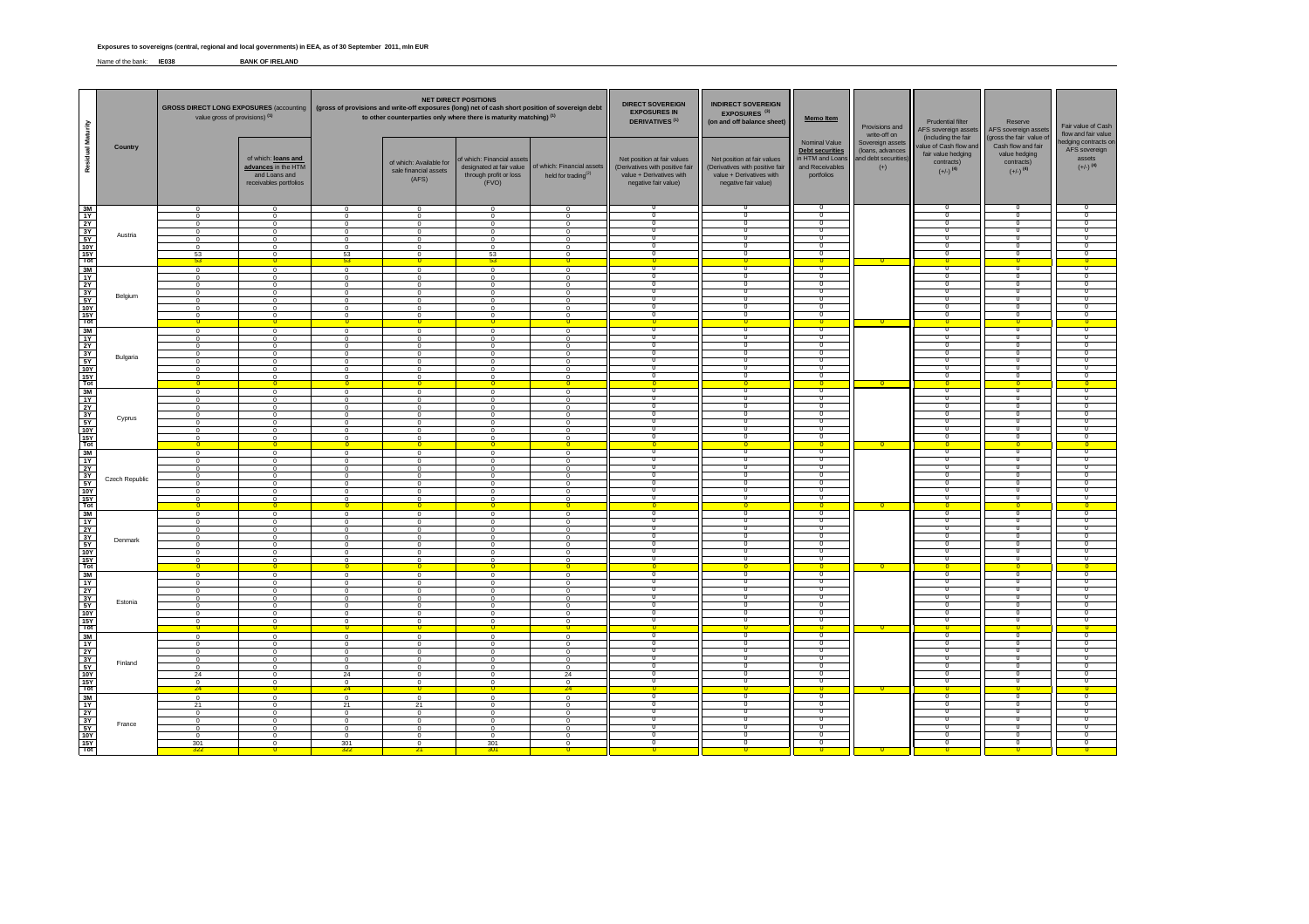**Exposures to sovereigns (central, regional and local governments) in EEA, as of 30 September 2011, mln EUR**

Name of the bank: **IE038** **BANK OF IRELAND**

| Residual Maturity | Country | GROSS DIRECT LONG EXPOSURES (accounting value gross of provisions) (1) | | NET DIRECT POSITIONS (gross of provisions and write-off exposures (long) net of cash short position of sovereign debt to other counterparties only where there is maturity matching) (1) | | | | DIRECT SOVEREIGN EXPOSURES IN DERIVATIVES (1) | INDIRECT SOVEREIGN EXPOSURES (3) (on and off balance sheet) | Memo Item | Provisions and write-off on Sovereign assets (loans, advances and debt securities) (+) | Prudential filter AFS sovereign assets (including the fair value of Cash flow and fair value hedging contracts) (+/-) (4) | Reserve AFS sovereign assets (gross the fair value of Cash flow and fair value hedging contracts) (+/-) (4) | Fair value of Cash flow and fair value hedging contracts on AFS sovereign assets (+/-) (4) |
|---|---|---|---|---|---|---|---|---|---|---|---|---|---|---|
| | | | of which: loans and advances in the HTM and Loans and receivables portfolios | | of which: Available for sale financial assets (AFS) | of which: Financial assets designated at fair value through profit or loss (FVO) | of which: Financial assets held for trading (2) | Net position at fair values (Derivatives with positive fair value + Derivatives with negative fair value) | Net position at fair values (Derivatives with positive fair value + Derivatives with negative fair value) | Nominal Value Debt securities in HTM and Loans and Receivables portfolios | | | | |
| 3M | Austria | 0 | 0 | 0 | 0 | 0 | 0 | 0 | 0 | 0 | | 0 | 0 | 0 |
| 1Y | | 0 | 0 | 0 | 0 | 0 | 0 | 0 | 0 | 0 | | 0 | 0 | 0 |
| 2Y | | 0 | 0 | 0 | 0 | 0 | 0 | 0 | 0 | 0 | | 0 | 0 | 0 |
| 3Y | | 0 | 0 | 0 | 0 | 0 | 0 | 0 | 0 | 0 | | 0 | 0 | 0 |
| 5Y | | 0 | 0 | 0 | 0 | 0 | 0 | 0 | 0 | 0 | | 0 | 0 | 0 |
| 10Y | | 0 | 0 | 0 | 0 | 0 | 0 | 0 | 0 | 0 | | 0 | 0 | 0 |
| 15Y | | 53 | 0 | 53 | 0 | 53 | 0 | 0 | 0 | 0 | | 0 | 0 | 0 |
| Tot | | 53 | 0 | 53 | 0 | 53 | 0 | 0 | 0 | 0 | 0 | 0 | 0 | 0 |
| 3M | Belgium | 0 | 0 | 0 | 0 | 0 | 0 | 0 | 0 | 0 | | 0 | 0 | 0 |
| 1Y | | 0 | 0 | 0 | 0 | 0 | 0 | 0 | 0 | 0 | | 0 | 0 | 0 |
| 2Y | | 0 | 0 | 0 | 0 | 0 | 0 | 0 | 0 | 0 | | 0 | 0 | 0 |
| 3Y | | 0 | 0 | 0 | 0 | 0 | 0 | 0 | 0 | 0 | | 0 | 0 | 0 |
| 5Y | | 0 | 0 | 0 | 0 | 0 | 0 | 0 | 0 | 0 | | 0 | 0 | 0 |
| 10Y | | 0 | 0 | 0 | 0 | 0 | 0 | 0 | 0 | 0 | | 0 | 0 | 0 |
| 15Y | | 0 | 0 | 0 | 0 | 0 | 0 | 0 | 0 | 0 | | 0 | 0 | 0 |
| Tot | | 0 | 0 | 0 | 0 | 0 | 0 | 0 | 0 | 0 | 0 | 0 | 0 | 0 |
| 3M | Bulgaria | 0 | 0 | 0 | 0 | 0 | 0 | 0 | 0 | 0 | | 0 | 0 | 0 |
| 1Y | | 0 | 0 | 0 | 0 | 0 | 0 | 0 | 0 | 0 | | 0 | 0 | 0 |
| 2Y | | 0 | 0 | 0 | 0 | 0 | 0 | 0 | 0 | 0 | | 0 | 0 | 0 |
| 3Y | | 0 | 0 | 0 | 0 | 0 | 0 | 0 | 0 | 0 | | 0 | 0 | 0 |
| 5Y | | 0 | 0 | 0 | 0 | 0 | 0 | 0 | 0 | 0 | | 0 | 0 | 0 |
| 10Y | | 0 | 0 | 0 | 0 | 0 | 0 | 0 | 0 | 0 | | 0 | 0 | 0 |
| 15Y | | 0 | 0 | 0 | 0 | 0 | 0 | 0 | 0 | 0 | | 0 | 0 | 0 |
| Tot | | 0 | 0 | 0 | 0 | 0 | 0 | 0 | 0 | 0 | 0 | 0 | 0 | 0 |
| 3M | Cyprus | 0 | 0 | 0 | 0 | 0 | 0 | 0 | 0 | 0 | | 0 | 0 | 0 |
| 1Y | | 0 | 0 | 0 | 0 | 0 | 0 | 0 | 0 | 0 | | 0 | 0 | 0 |
| 2Y | | 0 | 0 | 0 | 0 | 0 | 0 | 0 | 0 | 0 | | 0 | 0 | 0 |
| 3Y | | 0 | 0 | 0 | 0 | 0 | 0 | 0 | 0 | 0 | | 0 | 0 | 0 |
| 5Y | | 0 | 0 | 0 | 0 | 0 | 0 | 0 | 0 | 0 | | 0 | 0 | 0 |
| 10Y | | 0 | 0 | 0 | 0 | 0 | 0 | 0 | 0 | 0 | | 0 | 0 | 0 |
| 15Y | | 0 | 0 | 0 | 0 | 0 | 0 | 0 | 0 | 0 | | 0 | 0 | 0 |
| Tot | | 0 | 0 | 0 | 0 | 0 | 0 | 0 | 0 | 0 | 0 | 0 | 0 | 0 |
| 3M | Czech Republic | 0 | 0 | 0 | 0 | 0 | 0 | 0 | 0 | 0 | | 0 | 0 | 0 |
| 1Y | | 0 | 0 | 0 | 0 | 0 | 0 | 0 | 0 | 0 | | 0 | 0 | 0 |
| 2Y | | 0 | 0 | 0 | 0 | 0 | 0 | 0 | 0 | 0 | | 0 | 0 | 0 |
| 3Y | | 0 | 0 | 0 | 0 | 0 | 0 | 0 | 0 | 0 | | 0 | 0 | 0 |
| 5Y | | 0 | 0 | 0 | 0 | 0 | 0 | 0 | 0 | 0 | | 0 | 0 | 0 |
| 10Y | | 0 | 0 | 0 | 0 | 0 | 0 | 0 | 0 | 0 | | 0 | 0 | 0 |
| 15Y | | 0 | 0 | 0 | 0 | 0 | 0 | 0 | 0 | 0 | | 0 | 0 | 0 |
| Tot | | 0 | 0 | 0 | 0 | 0 | 0 | 0 | 0 | 0 | 0 | 0 | 0 | 0 |
| 3M | Denmark | 0 | 0 | 0 | 0 | 0 | 0 | 0 | 0 | 0 | | 0 | 0 | 0 |
| 1Y | | 0 | 0 | 0 | 0 | 0 | 0 | 0 | 0 | 0 | | 0 | 0 | 0 |
| 2Y | | 0 | 0 | 0 | 0 | 0 | 0 | 0 | 0 | 0 | | 0 | 0 | 0 |
| 3Y | | 0 | 0 | 0 | 0 | 0 | 0 | 0 | 0 | 0 | | 0 | 0 | 0 |
| 5Y | | 0 | 0 | 0 | 0 | 0 | 0 | 0 | 0 | 0 | | 0 | 0 | 0 |
| 10Y | | 0 | 0 | 0 | 0 | 0 | 0 | 0 | 0 | 0 | | 0 | 0 | 0 |
| 15Y | | 0 | 0 | 0 | 0 | 0 | 0 | 0 | 0 | 0 | | 0 | 0 | 0 |
| Tot | | 0 | 0 | 0 | 0 | 0 | 0 | 0 | 0 | 0 | 0 | 0 | 0 | 0 |
| 3M | Estonia | 0 | 0 | 0 | 0 | 0 | 0 | 0 | 0 | 0 | | 0 | 0 | 0 |
| 1Y | | 0 | 0 | 0 | 0 | 0 | 0 | 0 | 0 | 0 | | 0 | 0 | 0 |
| 2Y | | 0 | 0 | 0 | 0 | 0 | 0 | 0 | 0 | 0 | | 0 | 0 | 0 |
| 3Y | | 0 | 0 | 0 | 0 | 0 | 0 | 0 | 0 | 0 | | 0 | 0 | 0 |
| 5Y | | 0 | 0 | 0 | 0 | 0 | 0 | 0 | 0 | 0 | | 0 | 0 | 0 |
| 10Y | | 0 | 0 | 0 | 0 | 0 | 0 | 0 | 0 | 0 | | 0 | 0 | 0 |
| 15Y | | 0 | 0 | 0 | 0 | 0 | 0 | 0 | 0 | 0 | | 0 | 0 | 0 |
| Tot | | 0 | 0 | 0 | 0 | 0 | 0 | 0 | 0 | 0 | 0 | 0 | 0 | 0 |
| 3M | Finland | 0 | 0 | 0 | 0 | 0 | 0 | 0 | 0 | 0 | | 0 | 0 | 0 |
| 1Y | | 0 | 0 | 0 | 0 | 0 | 0 | 0 | 0 | 0 | | 0 | 0 | 0 |
| 2Y | | 0 | 0 | 0 | 0 | 0 | 0 | 0 | 0 | 0 | | 0 | 0 | 0 |
| 3Y | | 0 | 0 | 0 | 0 | 0 | 0 | 0 | 0 | 0 | | 0 | 0 | 0 |
| 5Y | | 0 | 0 | 0 | 0 | 0 | 0 | 0 | 0 | 0 | | 0 | 0 | 0 |
| 10Y | | 24 | 0 | 24 | 0 | 0 | 24 | 0 | 0 | 0 | | 0 | 0 | 0 |
| 15Y | | 0 | 0 | 0 | 0 | 0 | 0 | 0 | 0 | 0 | | 0 | 0 | 0 |
| Tot | | 24 | 0 | 24 | 0 | 0 | 24 | 0 | 0 | 0 | 0 | 0 | 0 | 0 |
| 3M | France | 0 | 0 | 0 | 0 | 0 | 0 | 0 | 0 | 0 | | 0 | 0 | 0 |
| 1Y | | 21 | 0 | 21 | 21 | 0 | 0 | 0 | 0 | 0 | | 0 | 0 | 0 |
| 2Y | | 0 | 0 | 0 | 0 | 0 | 0 | 0 | 0 | 0 | | 0 | 0 | 0 |
| 3Y | | 0 | 0 | 0 | 0 | 0 | 0 | 0 | 0 | 0 | | 0 | 0 | 0 |
| 5Y | | 0 | 0 | 0 | 0 | 0 | 0 | 0 | 0 | 0 | | 0 | 0 | 0 |
| 10Y | | 0 | 0 | 0 | 0 | 0 | 0 | 0 | 0 | 0 | | 0 | 0 | 0 |
| 15Y | | 301 | 0 | 301 | 0 | 301 | 0 | 0 | 0 | 0 | | 0 | 0 | 0 |
| Tot | | 322 | 0 | 322 | 21 | 301 | 0 | 0 | 0 | 0 | 0 | 0 | 0 | 0 |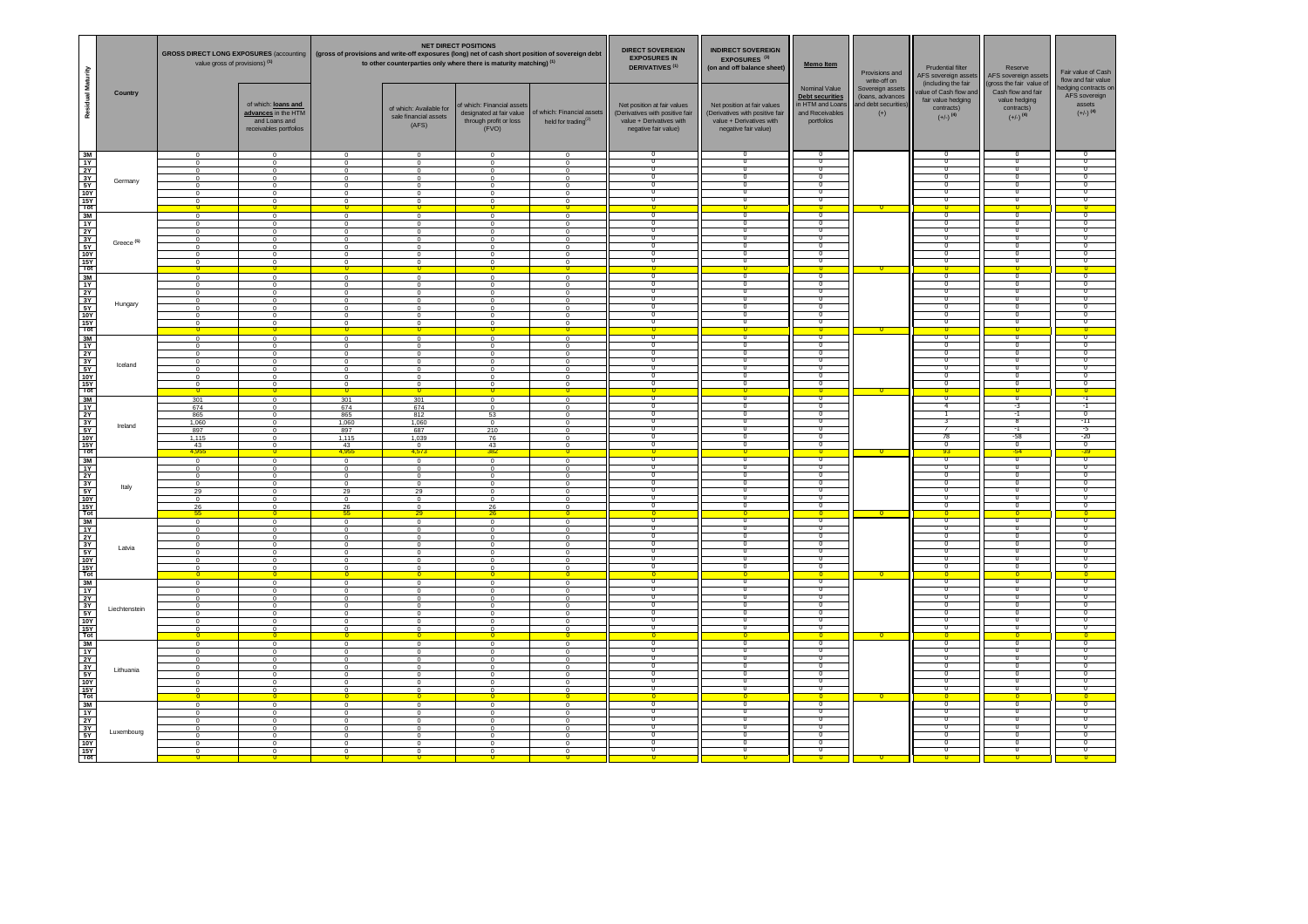| Residual Maturity | Country | GROSS DIRECT LONG EXPOSURES (accounting value gross of provisions) (1) | | NET DIRECT POSITIONS (gross of provisions and write-off exposures (long) net of cash short position of sovereign debt to other counterparties only where there is maturity matching) (1) | | | | DIRECT SOVEREIGN EXPOSURES IN DERIVATIVES (1) | INDIRECT SOVEREIGN EXPOSURES (3) (on and off balance sheet) | Memo Item | Provisions and write-off on Sovereign assets (loans, advances and debt securities) (+) | Prudential filter AFS sovereign assets (including the fair value of Cash flow and fair value hedging contracts) (+/-) (4) | Reserve AFS sovereign assets (gross the fair value of Cash flow and fair value hedging contracts) (+/-) (4) | Fair value of Cash flow and fair value hedging contracts on AFS sovereign assets (+/-) (4) |
|---|---|---|---|---|---|---|---|---|---|---|---|---|---|---|
| | | | of which: loans and advances in the HTM and Loans and receivables portfolios | | of which: Available for sale financial assets (AFS) | of which: Financial assets designated at fair value through profit or loss (FVO) | of which: Financial assets held for trading (2) | Net position at fair values (Derivatives with positive fair value + Derivatives with negative fair value) | Net position at fair values (Derivatives with positive fair value + Derivatives with negative fair value) | Nominal Value Debt securities in HTM and Loans and Receivables portfolios | | | | |
| 3M | Germany | 0 | 0 | 0 | 0 | 0 | 0 | 0 | 0 | 0 | | 0 | 0 | 0 |
| 1Y | | 0 | 0 | 0 | 0 | 0 | 0 | 0 | 0 | 0 | | 0 | 0 | 0 |
| 2Y | | 0 | 0 | 0 | 0 | 0 | 0 | 0 | 0 | 0 | | 0 | 0 | 0 |
| 3Y | | 0 | 0 | 0 | 0 | 0 | 0 | 0 | 0 | 0 | | 0 | 0 | 0 |
| 5Y | | 0 | 0 | 0 | 0 | 0 | 0 | 0 | 0 | 0 | | 0 | 0 | 0 |
| 10Y | | 0 | 0 | 0 | 0 | 0 | 0 | 0 | 0 | 0 | | 0 | 0 | 0 |
| 15Y | | 0 | 0 | 0 | 0 | 0 | 0 | 0 | 0 | 0 | | 0 | 0 | 0 |
| Tot | | 0 | 0 | 0 | 0 | 0 | 0 | 0 | 0 | 0 | 0 | 0 | 0 | 0 |
| 3M | Greece (5) | 0 | 0 | 0 | 0 | 0 | 0 | 0 | 0 | 0 | | 0 | 0 | 0 |
| 1Y | | 0 | 0 | 0 | 0 | 0 | 0 | 0 | 0 | 0 | | 0 | 0 | 0 |
| 2Y | | 0 | 0 | 0 | 0 | 0 | 0 | 0 | 0 | 0 | | 0 | 0 | 0 |
| 3Y | | 0 | 0 | 0 | 0 | 0 | 0 | 0 | 0 | 0 | | 0 | 0 | 0 |
| 5Y | | 0 | 0 | 0 | 0 | 0 | 0 | 0 | 0 | 0 | | 0 | 0 | 0 |
| 10Y | | 0 | 0 | 0 | 0 | 0 | 0 | 0 | 0 | 0 | | 0 | 0 | 0 |
| 15Y | | 0 | 0 | 0 | 0 | 0 | 0 | 0 | 0 | 0 | | 0 | 0 | 0 |
| Tot | | 0 | 0 | 0 | 0 | 0 | 0 | 0 | 0 | 0 | 0 | 0 | 0 | 0 |
| 3M | Hungary | 0 | 0 | 0 | 0 | 0 | 0 | 0 | 0 | 0 | | 0 | 0 | 0 |
| 1Y | | 0 | 0 | 0 | 0 | 0 | 0 | 0 | 0 | 0 | | 0 | 0 | 0 |
| 2Y | | 0 | 0 | 0 | 0 | 0 | 0 | 0 | 0 | 0 | | 0 | 0 | 0 |
| 3Y | | 0 | 0 | 0 | 0 | 0 | 0 | 0 | 0 | 0 | | 0 | 0 | 0 |
| 5Y | | 0 | 0 | 0 | 0 | 0 | 0 | 0 | 0 | 0 | | 0 | 0 | 0 |
| 10Y | | 0 | 0 | 0 | 0 | 0 | 0 | 0 | 0 | 0 | | 0 | 0 | 0 |
| 15Y | | 0 | 0 | 0 | 0 | 0 | 0 | 0 | 0 | 0 | | 0 | 0 | 0 |
| Tot | | 0 | 0 | 0 | 0 | 0 | 0 | 0 | 0 | 0 | 0 | 0 | 0 | 0 |
| 3M | Iceland | 0 | 0 | 0 | 0 | 0 | 0 | 0 | 0 | 0 | | 0 | 0 | 0 |
| 1Y | | 0 | 0 | 0 | 0 | 0 | 0 | 0 | 0 | 0 | | 0 | 0 | 0 |
| 2Y | | 0 | 0 | 0 | 0 | 0 | 0 | 0 | 0 | 0 | | 0 | 0 | 0 |
| 3Y | | 0 | 0 | 0 | 0 | 0 | 0 | 0 | 0 | 0 | | 0 | 0 | 0 |
| 5Y | | 0 | 0 | 0 | 0 | 0 | 0 | 0 | 0 | 0 | | 0 | 0 | 0 |
| 10Y | | 0 | 0 | 0 | 0 | 0 | 0 | 0 | 0 | 0 | | 0 | 0 | 0 |
| 15Y | | 0 | 0 | 0 | 0 | 0 | 0 | 0 | 0 | 0 | | 0 | 0 | 0 |
| Tot | | 0 | 0 | 0 | 0 | 0 | 0 | 0 | 0 | 0 | 0 | 0 | 0 | 0 |
| 3M | Ireland | 301 | 0 | 301 | 301 | 0 | 0 | 0 | 0 | 0 | | 0 | 0 | -1 |
| 1Y | | 674 | 0 | 674 | 674 | 0 | 0 | 0 | 0 | 0 | | 4 | -3 | -1 |
| 2Y | | 865 | 0 | 865 | 812 | 53 | 0 | 0 | 0 | 0 | | 1 | -1 | 0 |
| 3Y | | 1,060 | 0 | 1,060 | 1,060 | 0 | 0 | 0 | 0 | 0 | | 3 | 8 | -11 |
| 5Y | | 897 | 0 | 897 | 687 | 210 | 0 | 0 | 0 | 0 | | 7 | -1 | -5 |
| 10Y | | 1,115 | 0 | 1,115 | 1,039 | 76 | 0 | 0 | 0 | 0 | | 78 | -58 | -20 |
| 15Y | | 43 | 0 | 43 | 0 | 43 | 0 | 0 | 0 | 0 | | 0 | 0 | 0 |
| Tot | | 4,955 | 0 | 4,955 | 4,573 | 382 | 0 | 0 | 0 | 0 | 0 | 93 | -54 | -39 |
| 3M | Italy | 0 | 0 | 0 | 0 | 0 | 0 | 0 | 0 | 0 | | 0 | 0 | 0 |
| 1Y | | 0 | 0 | 0 | 0 | 0 | 0 | 0 | 0 | 0 | | 0 | 0 | 0 |
| 2Y | | 0 | 0 | 0 | 0 | 0 | 0 | 0 | 0 | 0 | | 0 | 0 | 0 |
| 3Y | | 0 | 0 | 0 | 0 | 0 | 0 | 0 | 0 | 0 | | 0 | 0 | 0 |
| 5Y | | 29 | 0 | 29 | 29 | 0 | 0 | 0 | 0 | 0 | | 0 | 0 | 0 |
| 10Y | | 0 | 0 | 0 | 0 | 0 | 0 | 0 | 0 | 0 | | 0 | 0 | 0 |
| 15Y | | 26 | 0 | 26 | 0 | 26 | 0 | 0 | 0 | 0 | | 0 | 0 | 0 |
| Tot | | 55 | 0 | 55 | 29 | 26 | 0 | 0 | 0 | 0 | 0 | 0 | 0 | 0 |
| 3M | Latvia | 0 | 0 | 0 | 0 | 0 | 0 | 0 | 0 | 0 | | 0 | 0 | 0 |
| 1Y | | 0 | 0 | 0 | 0 | 0 | 0 | 0 | 0 | 0 | | 0 | 0 | 0 |
| 2Y | | 0 | 0 | 0 | 0 | 0 | 0 | 0 | 0 | 0 | | 0 | 0 | 0 |
| 3Y | | 0 | 0 | 0 | 0 | 0 | 0 | 0 | 0 | 0 | | 0 | 0 | 0 |
| 5Y | | 0 | 0 | 0 | 0 | 0 | 0 | 0 | 0 | 0 | | 0 | 0 | 0 |
| 10Y | | 0 | 0 | 0 | 0 | 0 | 0 | 0 | 0 | 0 | | 0 | 0 | 0 |
| 15Y | | 0 | 0 | 0 | 0 | 0 | 0 | 0 | 0 | 0 | | 0 | 0 | 0 |
| Tot | | 0 | 0 | 0 | 0 | 0 | 0 | 0 | 0 | 0 | 0 | 0 | 0 | 0 |
| 3M | Liechtenstein | 0 | 0 | 0 | 0 | 0 | 0 | 0 | 0 | 0 | | 0 | 0 | 0 |
| 1Y | | 0 | 0 | 0 | 0 | 0 | 0 | 0 | 0 | 0 | | 0 | 0 | 0 |
| 2Y | | 0 | 0 | 0 | 0 | 0 | 0 | 0 | 0 | 0 | | 0 | 0 | 0 |
| 3Y | | 0 | 0 | 0 | 0 | 0 | 0 | 0 | 0 | 0 | | 0 | 0 | 0 |
| 5Y | | 0 | 0 | 0 | 0 | 0 | 0 | 0 | 0 | 0 | | 0 | 0 | 0 |
| 10Y | | 0 | 0 | 0 | 0 | 0 | 0 | 0 | 0 | 0 | | 0 | 0 | 0 |
| 15Y | | 0 | 0 | 0 | 0 | 0 | 0 | 0 | 0 | 0 | | 0 | 0 | 0 |
| Tot | | 0 | 0 | 0 | 0 | 0 | 0 | 0 | 0 | 0 | 0 | 0 | 0 | 0 |
| 3M | Lithuania | 0 | 0 | 0 | 0 | 0 | 0 | 0 | 0 | 0 | | 0 | 0 | 0 |
| 1Y | | 0 | 0 | 0 | 0 | 0 | 0 | 0 | 0 | 0 | | 0 | 0 | 0 |
| 2Y | | 0 | 0 | 0 | 0 | 0 | 0 | 0 | 0 | 0 | | 0 | 0 | 0 |
| 3Y | | 0 | 0 | 0 | 0 | 0 | 0 | 0 | 0 | 0 | | 0 | 0 | 0 |
| 5Y | | 0 | 0 | 0 | 0 | 0 | 0 | 0 | 0 | 0 | | 0 | 0 | 0 |
| 10Y | | 0 | 0 | 0 | 0 | 0 | 0 | 0 | 0 | 0 | | 0 | 0 | 0 |
| 15Y | | 0 | 0 | 0 | 0 | 0 | 0 | 0 | 0 | 0 | | 0 | 0 | 0 |
| Tot | | 0 | 0 | 0 | 0 | 0 | 0 | 0 | 0 | 0 | 0 | 0 | 0 | 0 |
| 3M | Luxembourg | 0 | 0 | 0 | 0 | 0 | 0 | 0 | 0 | 0 | | 0 | 0 | 0 |
| 1Y | | 0 | 0 | 0 | 0 | 0 | 0 | 0 | 0 | 0 | | 0 | 0 | 0 |
| 2Y | | 0 | 0 | 0 | 0 | 0 | 0 | 0 | 0 | 0 | | 0 | 0 | 0 |
| 3Y | | 0 | 0 | 0 | 0 | 0 | 0 | 0 | 0 | 0 | | 0 | 0 | 0 |
| 5Y | | 0 | 0 | 0 | 0 | 0 | 0 | 0 | 0 | 0 | | 0 | 0 | 0 |
| 10Y | | 0 | 0 | 0 | 0 | 0 | 0 | 0 | 0 | 0 | | 0 | 0 | 0 |
| 15Y | | 0 | 0 | 0 | 0 | 0 | 0 | 0 | 0 | 0 | | 0 | 0 | 0 |
| Tot | | 0 | 0 | 0 | 0 | 0 | 0 | 0 | 0 | 0 | 0 | 0 | 0 | 0 |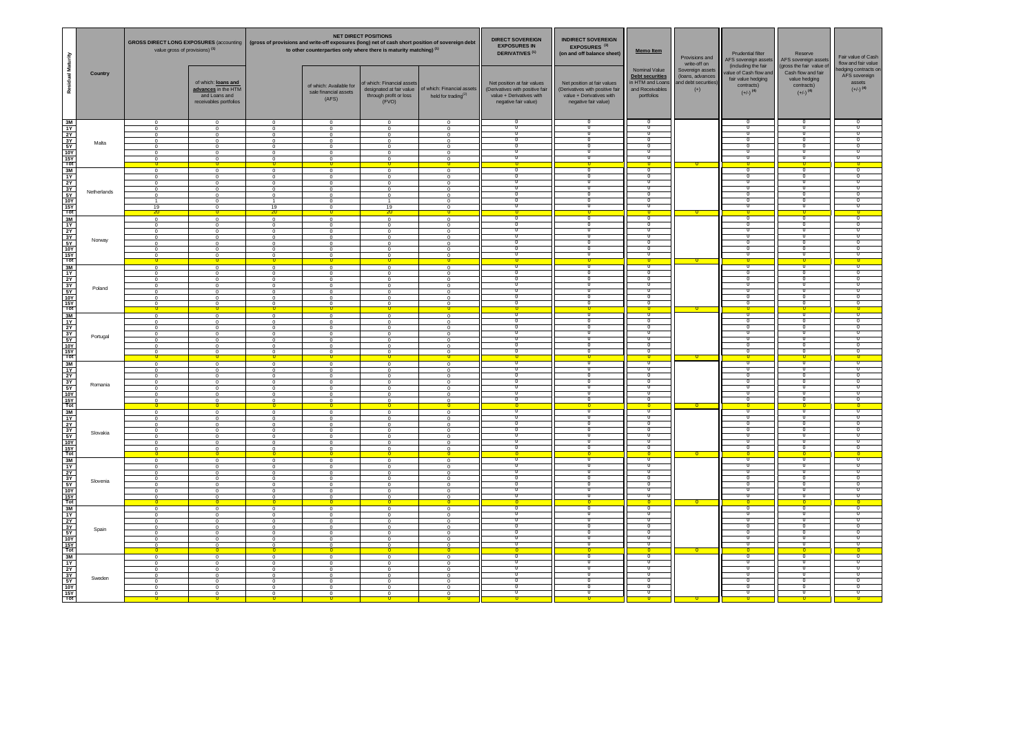| Residual Maturity | Country | GROSS DIRECT LONG EXPOSURES (accounting value gross of provisions) (1) | | NET DIRECT POSITIONS (gross of provisions and write-off exposures (long) net of cash short position of sovereign debt to other counterparties only where there is maturity matching) (1) | | | | DIRECT SOVEREIGN EXPOSURES IN DERIVATIVES (1) | INDIRECT SOVEREIGN EXPOSURES (3) (on and off balance sheet) | Memo Item | Provisions and write-off on Sovereign assets (loans, advances and debt securities) (+) | Prudential filter AFS sovereign assets (including the fair value of Cash flow and fair value hedging contracts) (+/-) (4) | Reserve AFS sovereign assets (gross the fair value of Cash flow and fair value hedging contracts) (+/-) (4) | Fair value of Cash flow and fair value hedging contracts on AFS sovereign assets (+/-) (4) |
|---|---|---|---|---|---|---|---|---|---|---|---|---|---|---|
| | | | of which: loans and advances in the HTM and Loans and receivables portfolios | | of which: Available for sale financial assets (AFS) | of which: Financial assets designated at fair value through profit or loss (FVO) | of which: Financial assets held for trading (2) | Net position at fair values (Derivatives with positive fair value + Derivatives with negative fair value) | Net position at fair values (Derivatives with positive fair value + Derivatives with negative fair value) | Nominal Value Debt securities in HTM and Loans and Receivables portfolios | | | | |
| 3M | Malta | 0 | 0 | 0 | 0 | 0 | 0 | 0 | 0 | 0 | | 0 | 0 | 0 |
| 1Y | | 0 | 0 | 0 | 0 | 0 | 0 | 0 | 0 | 0 | | 0 | 0 | 0 |
| 2Y | | 0 | 0 | 0 | 0 | 0 | 0 | 0 | 0 | 0 | | 0 | 0 | 0 |
| 3Y | | 0 | 0 | 0 | 0 | 0 | 0 | 0 | 0 | 0 | | 0 | 0 | 0 |
| 5Y | | 0 | 0 | 0 | 0 | 0 | 0 | 0 | 0 | 0 | | 0 | 0 | 0 |
| 10Y | | 0 | 0 | 0 | 0 | 0 | 0 | 0 | 0 | 0 | | 0 | 0 | 0 |
| 15Y | | 0 | 0 | 0 | 0 | 0 | 0 | 0 | 0 | 0 | | 0 | 0 | 0 |
| Tot | | 0 | 0 | 0 | 0 | 0 | 0 | 0 | 0 | 0 | 0 | 0 | 0 | 0 |
| 3M | Netherlands | 0 | 0 | 0 | 0 | 0 | 0 | 0 | 0 | 0 | | 0 | 0 | 0 |
| 1Y | | 0 | 0 | 0 | 0 | 0 | 0 | 0 | 0 | 0 | | 0 | 0 | 0 |
| 2Y | | 0 | 0 | 0 | 0 | 0 | 0 | 0 | 0 | 0 | | 0 | 0 | 0 |
| 3Y | | 0 | 0 | 0 | 0 | 0 | 0 | 0 | 0 | 0 | | 0 | 0 | 0 |
| 5Y | | 0 | 0 | 0 | 0 | 0 | 0 | 0 | 0 | 0 | | 0 | 0 | 0 |
| 10Y | | 1 | 0 | 1 | 0 | 1 | 0 | 0 | 0 | 0 | | 0 | 0 | 0 |
| 15Y | | 19 | 0 | 19 | 0 | 19 | 0 | 0 | 0 | 0 | | 0 | 0 | 0 |
| Tot | | 20 | 0 | 20 | 0 | 20 | 0 | 0 | 0 | 0 | 0 | 0 | 0 | 0 |
| 3M | Norway | 0 | 0 | 0 | 0 | 0 | 0 | 0 | 0 | 0 | | 0 | 0 | 0 |
| 1Y | | 0 | 0 | 0 | 0 | 0 | 0 | 0 | 0 | 0 | | 0 | 0 | 0 |
| 2Y | | 0 | 0 | 0 | 0 | 0 | 0 | 0 | 0 | 0 | | 0 | 0 | 0 |
| 3Y | | 0 | 0 | 0 | 0 | 0 | 0 | 0 | 0 | 0 | | 0 | 0 | 0 |
| 5Y | | 0 | 0 | 0 | 0 | 0 | 0 | 0 | 0 | 0 | | 0 | 0 | 0 |
| 10Y | | 0 | 0 | 0 | 0 | 0 | 0 | 0 | 0 | 0 | | 0 | 0 | 0 |
| 15Y | | 0 | 0 | 0 | 0 | 0 | 0 | 0 | 0 | 0 | | 0 | 0 | 0 |
| Tot | | 0 | 0 | 0 | 0 | 0 | 0 | 0 | 0 | 0 | 0 | 0 | 0 | 0 |
| 3M | Poland | 0 | 0 | 0 | 0 | 0 | 0 | 0 | 0 | 0 | | 0 | 0 | 0 |
| 1Y | | 0 | 0 | 0 | 0 | 0 | 0 | 0 | 0 | 0 | | 0 | 0 | 0 |
| 2Y | | 0 | 0 | 0 | 0 | 0 | 0 | 0 | 0 | 0 | | 0 | 0 | 0 |
| 3Y | | 0 | 0 | 0 | 0 | 0 | 0 | 0 | 0 | 0 | | 0 | 0 | 0 |
| 5Y | | 0 | 0 | 0 | 0 | 0 | 0 | 0 | 0 | 0 | | 0 | 0 | 0 |
| 10Y | | 0 | 0 | 0 | 0 | 0 | 0 | 0 | 0 | 0 | | 0 | 0 | 0 |
| 15Y | | 0 | 0 | 0 | 0 | 0 | 0 | 0 | 0 | 0 | | 0 | 0 | 0 |
| Tot | | 0 | 0 | 0 | 0 | 0 | 0 | 0 | 0 | 0 | 0 | 0 | 0 | 0 |
| 3M | Portugal | 0 | 0 | 0 | 0 | 0 | 0 | 0 | 0 | 0 | | 0 | 0 | 0 |
| 1Y | | 0 | 0 | 0 | 0 | 0 | 0 | 0 | 0 | 0 | | 0 | 0 | 0 |
| 2Y | | 0 | 0 | 0 | 0 | 0 | 0 | 0 | 0 | 0 | | 0 | 0 | 0 |
| 3Y | | 0 | 0 | 0 | 0 | 0 | 0 | 0 | 0 | 0 | | 0 | 0 | 0 |
| 5Y | | 0 | 0 | 0 | 0 | 0 | 0 | 0 | 0 | 0 | | 0 | 0 | 0 |
| 10Y | | 0 | 0 | 0 | 0 | 0 | 0 | 0 | 0 | 0 | | 0 | 0 | 0 |
| 15Y | | 0 | 0 | 0 | 0 | 0 | 0 | 0 | 0 | 0 | | 0 | 0 | 0 |
| Tot | | 0 | 0 | 0 | 0 | 0 | 0 | 0 | 0 | 0 | 0 | 0 | 0 | 0 |
| 3M | Romania | 0 | 0 | 0 | 0 | 0 | 0 | 0 | 0 | 0 | | 0 | 0 | 0 |
| 1Y | | 0 | 0 | 0 | 0 | 0 | 0 | 0 | 0 | 0 | | 0 | 0 | 0 |
| 2Y | | 0 | 0 | 0 | 0 | 0 | 0 | 0 | 0 | 0 | | 0 | 0 | 0 |
| 3Y | | 0 | 0 | 0 | 0 | 0 | 0 | 0 | 0 | 0 | | 0 | 0 | 0 |
| 5Y | | 0 | 0 | 0 | 0 | 0 | 0 | 0 | 0 | 0 | | 0 | 0 | 0 |
| 10Y | | 0 | 0 | 0 | 0 | 0 | 0 | 0 | 0 | 0 | | 0 | 0 | 0 |
| 15Y | | 0 | 0 | 0 | 0 | 0 | 0 | 0 | 0 | 0 | | 0 | 0 | 0 |
| Tot | | 0 | 0 | 0 | 0 | 0 | 0 | 0 | 0 | 0 | 0 | 0 | 0 | 0 |
| 3M | Slovakia | 0 | 0 | 0 | 0 | 0 | 0 | 0 | 0 | 0 | | 0 | 0 | 0 |
| 1Y | | 0 | 0 | 0 | 0 | 0 | 0 | 0 | 0 | 0 | | 0 | 0 | 0 |
| 2Y | | 0 | 0 | 0 | 0 | 0 | 0 | 0 | 0 | 0 | | 0 | 0 | 0 |
| 3Y | | 0 | 0 | 0 | 0 | 0 | 0 | 0 | 0 | 0 | | 0 | 0 | 0 |
| 5Y | | 0 | 0 | 0 | 0 | 0 | 0 | 0 | 0 | 0 | | 0 | 0 | 0 |
| 10Y | | 0 | 0 | 0 | 0 | 0 | 0 | 0 | 0 | 0 | | 0 | 0 | 0 |
| 15Y | | 0 | 0 | 0 | 0 | 0 | 0 | 0 | 0 | 0 | | 0 | 0 | 0 |
| Tot | | 0 | 0 | 0 | 0 | 0 | 0 | 0 | 0 | 0 | 0 | 0 | 0 | 0 |
| 3M | Slovenia | 0 | 0 | 0 | 0 | 0 | 0 | 0 | 0 | 0 | | 0 | 0 | 0 |
| 1Y | | 0 | 0 | 0 | 0 | 0 | 0 | 0 | 0 | 0 | | 0 | 0 | 0 |
| 2Y | | 0 | 0 | 0 | 0 | 0 | 0 | 0 | 0 | 0 | | 0 | 0 | 0 |
| 3Y | | 0 | 0 | 0 | 0 | 0 | 0 | 0 | 0 | 0 | | 0 | 0 | 0 |
| 5Y | | 0 | 0 | 0 | 0 | 0 | 0 | 0 | 0 | 0 | | 0 | 0 | 0 |
| 10Y | | 0 | 0 | 0 | 0 | 0 | 0 | 0 | 0 | 0 | | 0 | 0 | 0 |
| 15Y | | 0 | 0 | 0 | 0 | 0 | 0 | 0 | 0 | 0 | | 0 | 0 | 0 |
| Tot | | 0 | 0 | 0 | 0 | 0 | 0 | 0 | 0 | 0 | 0 | 0 | 0 | 0 |
| 3M | Spain | 0 | 0 | 0 | 0 | 0 | 0 | 0 | 0 | 0 | | 0 | 0 | 0 |
| 1Y | | 0 | 0 | 0 | 0 | 0 | 0 | 0 | 0 | 0 | | 0 | 0 | 0 |
| 2Y | | 0 | 0 | 0 | 0 | 0 | 0 | 0 | 0 | 0 | | 0 | 0 | 0 |
| 3Y | | 0 | 0 | 0 | 0 | 0 | 0 | 0 | 0 | 0 | | 0 | 0 | 0 |
| 5Y | | 0 | 0 | 0 | 0 | 0 | 0 | 0 | 0 | 0 | | 0 | 0 | 0 |
| 10Y | | 0 | 0 | 0 | 0 | 0 | 0 | 0 | 0 | 0 | | 0 | 0 | 0 |
| 15Y | | 0 | 0 | 0 | 0 | 0 | 0 | 0 | 0 | 0 | | 0 | 0 | 0 |
| Tot | | 0 | 0 | 0 | 0 | 0 | 0 | 0 | 0 | 0 | 0 | 0 | 0 | 0 |
| 3M | Sweden | 0 | 0 | 0 | 0 | 0 | 0 | 0 | 0 | 0 | | 0 | 0 | 0 |
| 1Y | | 0 | 0 | 0 | 0 | 0 | 0 | 0 | 0 | 0 | | 0 | 0 | 0 |
| 2Y | | 0 | 0 | 0 | 0 | 0 | 0 | 0 | 0 | 0 | | 0 | 0 | 0 |
| 3Y | | 0 | 0 | 0 | 0 | 0 | 0 | 0 | 0 | 0 | | 0 | 0 | 0 |
| 5Y | | 0 | 0 | 0 | 0 | 0 | 0 | 0 | 0 | 0 | | 0 | 0 | 0 |
| 10Y | | 0 | 0 | 0 | 0 | 0 | 0 | 0 | 0 | 0 | | 0 | 0 | 0 |
| 15Y | | 0 | 0 | 0 | 0 | 0 | 0 | 0 | 0 | 0 | | 0 | 0 | 0 |
| Tot | | 0 | 0 | 0 | 0 | 0 | 0 | 0 | 0 | 0 | 0 | 0 | 0 | 0 |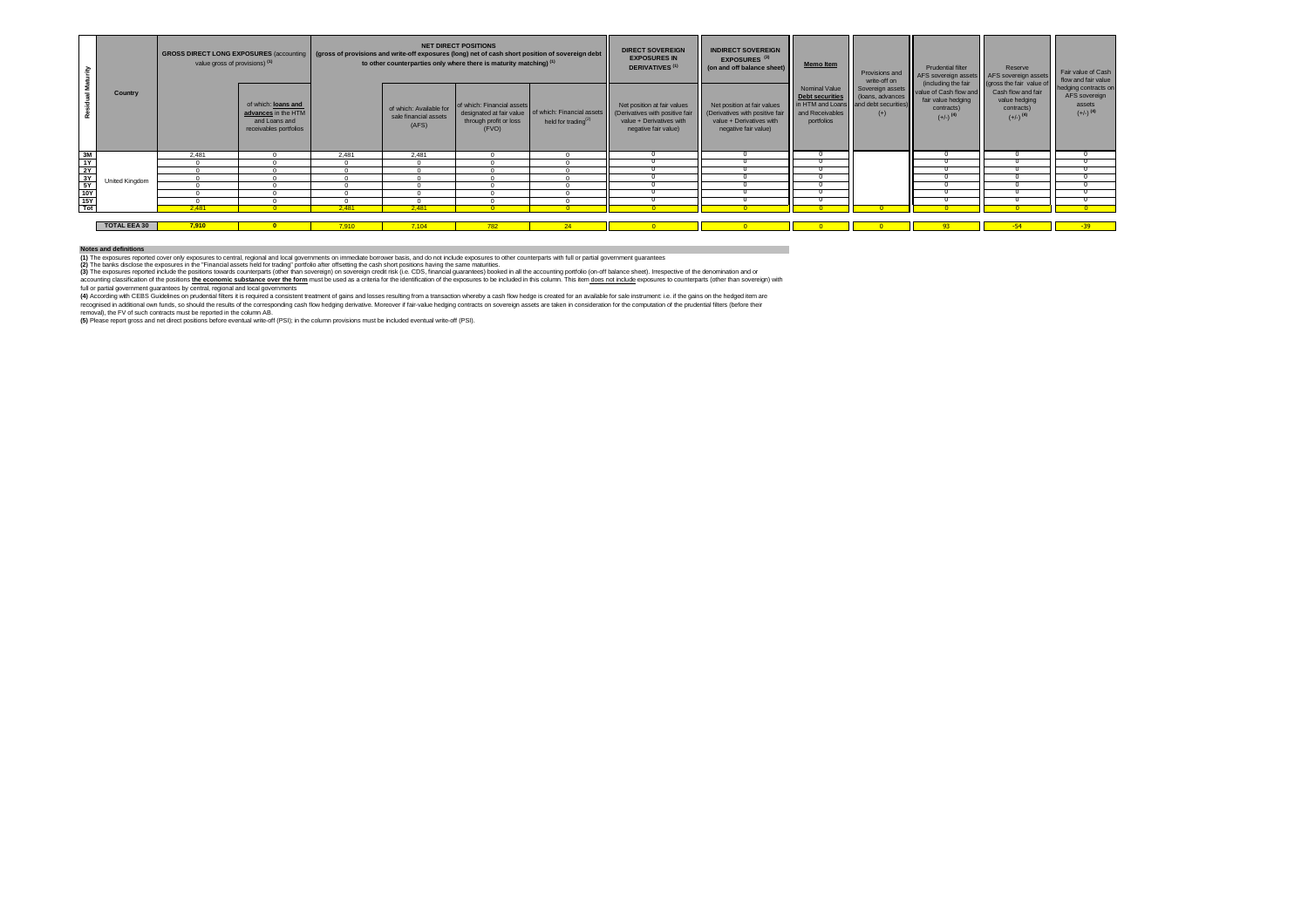| Residual Maturity | Country | GROSS DIRECT LONG EXPOSURES (accounting value gross of provisions) [(1)] | | NET DIRECT POSITIONS (gross of provisions and write-off exposures (long) net of cash short position of sovereign debt to other counterparties only where there is maturity matching) [(1)] | | | | DIRECT SOVEREIGN EXPOSURES IN DERIVATIVES [(1)] | INDIRECT SOVEREIGN EXPOSURES [(3)] (on and off balance sheet) | Memo Item | Provisions and write-off on Sovereign assets (loans, advances and debt securities) (+) | Prudential filter AFS sovereign assets (including the fair value of Cash flow and fair value hedging contracts) (+/-) [(4)] | Reserve AFS sovereign assets (gross the fair value of Cash flow and fair value hedging contracts) (+/-) [(4)] | Fair value of Cash flow and fair value hedging contracts on AFS sovereign assets (+/-) [(4)] |
|---|---|---|---|---|---|---|---|---|---|---|---|---|---|---|
| | | | of which: loans and advances in the HTM and Loans and receivables portfolios | | of which: Available for sale financial assets (AFS) | of which: Financial assets designated at fair value through profit or loss (FVO) | of which: Financial assets held for trading[(2)] | Net position at fair values (Derivatives with positive fair value + Derivatives with negative fair value) | Net position at fair values (Derivatives with positive fair value + Derivatives with negative fair value) | Nominal Value Debt securities in HTM and Loans and Receivables portfolios | | | | |
| 3M | United Kingdom | 2,481 | 0 | 2,481 | 2,481 | 0 | 0 | 0 | 0 | 0 | | 0 | 0 | 0 |
| 1Y | | 0 | 0 | 0 | 0 | 0 | 0 | 0 | 0 | 0 | | 0 | 0 | 0 |
| 2Y | | 0 | 0 | 0 | 0 | 0 | 0 | 0 | 0 | 0 | | 0 | 0 | 0 |
| 3Y | | 0 | 0 | 0 | 0 | 0 | 0 | 0 | 0 | 0 | | 0 | 0 | 0 |
| 5Y | | 0 | 0 | 0 | 0 | 0 | 0 | 0 | 0 | 0 | | 0 | 0 | 0 |
| 10Y | | 0 | 0 | 0 | 0 | 0 | 0 | 0 | 0 | 0 | | 0 | 0 | 0 |
| 15Y | | 0 | 0 | 0 | 0 | 0 | 0 | 0 | 0 | 0 | | 0 | 0 | 0 |
| Tot | | 2,481 | 0 | 2,481 | 2,481 | 0 | 0 | 0 | 0 | 0 | 0 | 0 | 0 | 0 |
| | TOTAL EEA 30 | 7,910 | 0 | 7,910 | 7,104 | 782 | 24 | 0 | 0 | 0 | 0 | 93 | -54 | -39 |

**Notes and definitions**

**(1)** The exposures reported cover only exposures to central, regional and local governments on immediate borrower basis, and do not include exposures to other counterparts with full or partial government guarantees

**(2)** The banks disclose the exposures in the "Financial assets held for trading" portfolio after offsetting the cash short positions having the same maturities.

**(3)** The exposures reported include the positions towards counterparts (other than sovereign) on sovereign credit risk (i.e. CDS, financial guarantees) booked in all the accounting portfolio (on-off balance sheet). Irrespective of the denomination and or accounting classification of the positions **the economic substance over the form** must be used as a criteria for the identification of the exposures to be included in this column. This item does not include exposures to counterparts (other than sovereign) with full or partial government guarantees by central, regional and local governments

**(4)** According with CEBS Guidelines on prudential filters it is required a consistent treatment of gains and losses resulting from a transaction whereby a cash flow hedge is created for an available for sale instrument: i.e. if the gains on the hedged item are recognised in additional own funds, so should the results of the corresponding cash flow hedging derivative. Moreover if fair-value hedging contracts on sovereign assets are taken in consideration for the computation of the prudential filters (before their removal), the FV of such contracts must be reported in the column AB.

**(5)** Please report gross and net direct positions before eventual write-off (PSI); in the column provisions must be included eventual write-off (PSI).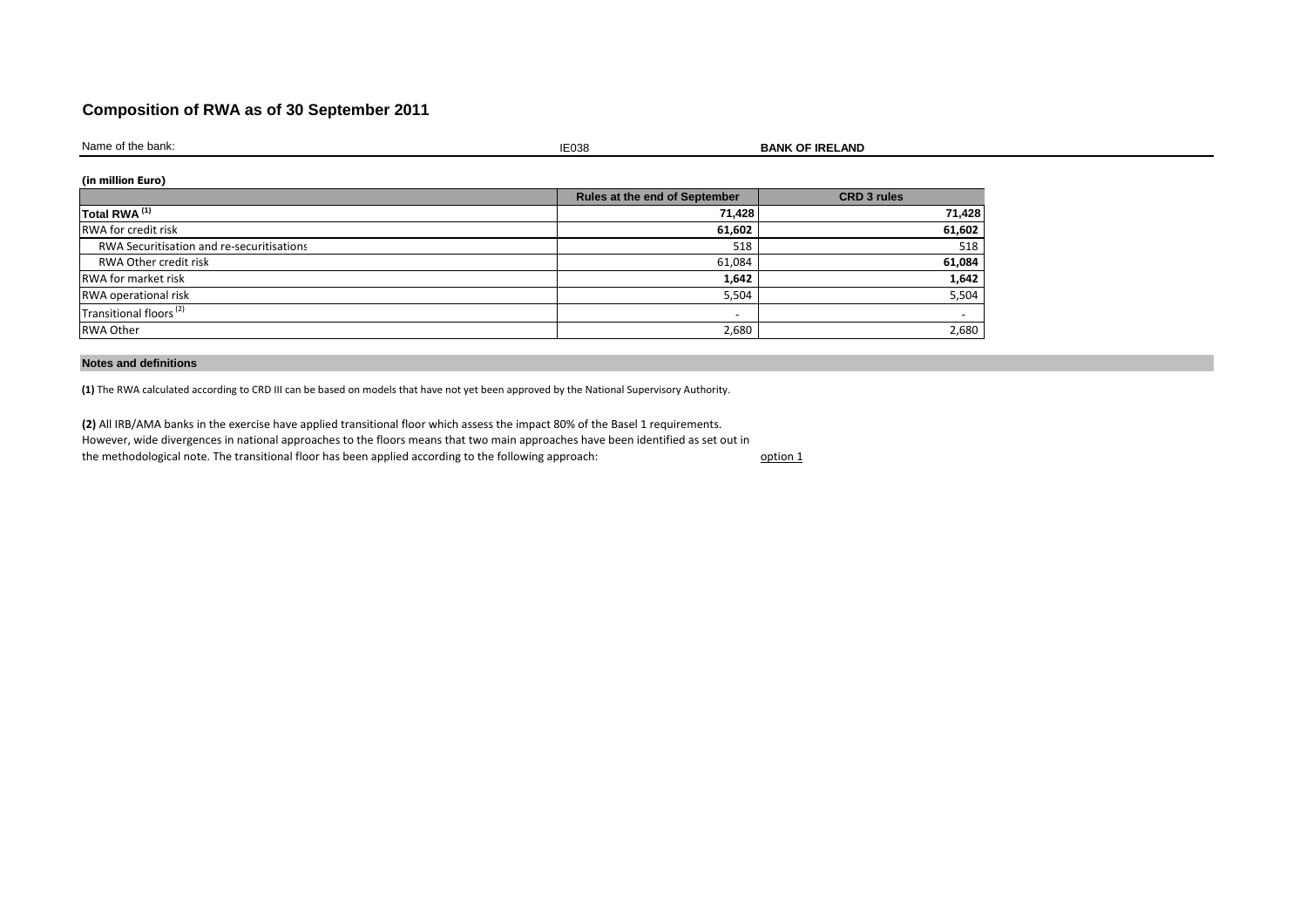## Composition of RWA as of 30 September 2011

Name of the bank: IE038 **BANK OF IRELAND**

**(in million Euro)**

| | Rules at the end of September | CRD 3 rules |
|---|---|---|
| **Total RWA** [(1)] | **71,428** | **71,428** |
| RWA for credit risk | **61,602** | **61,602** |
| RWA Securitisation and re-securitisations | 518 | 518 |
| RWA Other credit risk | 61,084 | **61,084** |
| RWA for market risk | **1,642** | **1,642** |
| RWA operational risk | 5,504 | 5,504 |
| Transitional floors [(2)] | - | - |
| RWA Other | 2,680 | 2,680 |

**Notes and definitions**

**(1)** The RWA calculated according to CRD III can be based on models that have not yet been approved by the National Supervisory Authority.

**(2)** All IRB/AMA banks in the exercise have applied transitional floor which assess the impact 80% of the Basel 1 requirements. However, wide divergences in national approaches to the floors means that two main approaches have been identified as set out in the methodological note. The transitional floor has been applied according to the following approach: option 1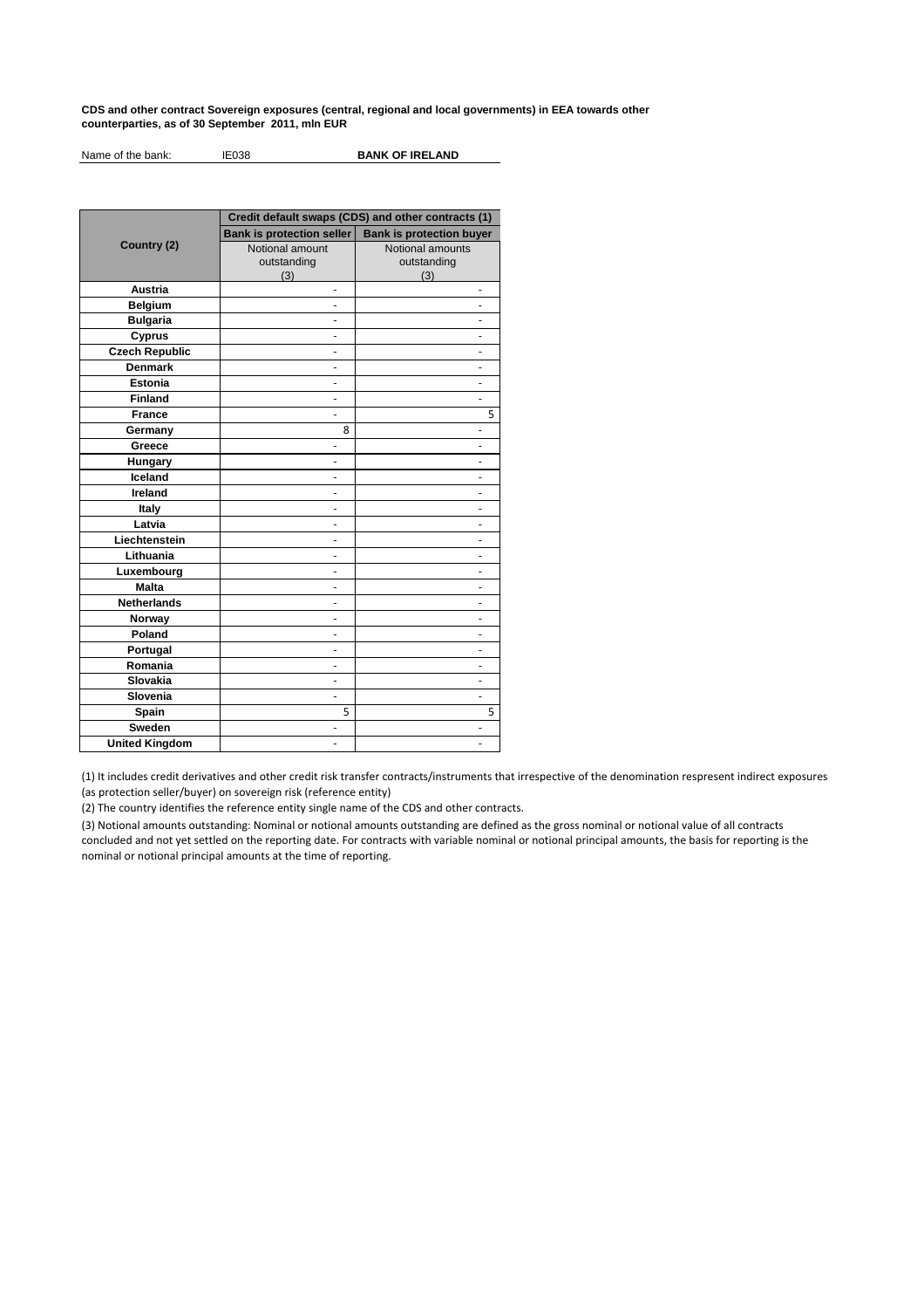**CDS and other contract Sovereign exposures (central, regional and local governments) in EEA towards other counterparties, as of 30 September 2011, mln EUR**

Name of the bank: IE038 **BANK OF IRELAND**

| Country (2) | Credit default swaps (CDS) and other contracts (1) | |
|---|---|---|
| | Bank is protection seller | Bank is protection buyer |
| | Notional amount outstanding (3) | Notional amounts outstanding (3) |
| **Austria** | - | - |
| **Belgium** | - | - |
| **Bulgaria** | - | - |
| **Cyprus** | - | - |
| **Czech Republic** | - | - |
| **Denmark** | - | - |
| **Estonia** | - | - |
| **Finland** | - | - |
| **France** | - | 5 |
| **Germany** | 8 | - |
| **Greece** | - | - |
| **Hungary** | - | - |
| **Iceland** | - | - |
| **Ireland** | - | - |
| **Italy** | - | - |
| **Latvia** | - | - |
| **Liechtenstein** | - | - |
| **Lithuania** | - | - |
| **Luxembourg** | - | - |
| **Malta** | - | - |
| **Netherlands** | - | - |
| **Norway** | - | - |
| **Poland** | - | - |
| **Portugal** | - | - |
| **Romania** | - | - |
| **Slovakia** | - | - |
| **Slovenia** | - | - |
| **Spain** | 5 | 5 |
| **Sweden** | - | - |
| **United Kingdom** | - | - |

(1) It includes credit derivatives and other credit risk transfer contracts/instruments that irrespective of the denomination respresent indirect exposures (as protection seller/buyer) on sovereign risk (reference entity)

(2) The country identifies the reference entity single name of the CDS and other contracts.

(3) Notional amounts outstanding: Nominal or notional amounts outstanding are defined as the gross nominal or notional value of all contracts concluded and not yet settled on the reporting date. For contracts with variable nominal or notional principal amounts, the basis for reporting is the nominal or notional principal amounts at the time of reporting.